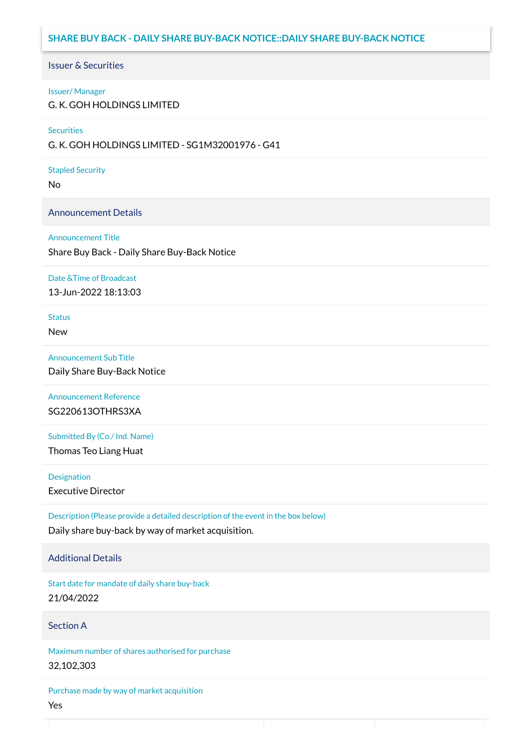## SHARE BUY BACK - DAILY SHARE BUY-BACK NOTICE::DAILY SHARE BUY-BACK NOTICE

### Issuer & Securities

Issuer/ Manager

G. K. GOH HOLDINGS LIMITED

Securities

G. K. GOH HOLDINGS LIMITED - SG1M32001976 - G41

Stapled Security

No

### Announcement Details

Announcement Title

Share Buy Back - Daily Share Buy-Back Notice

Date &Time of Broadcast

13-Jun-2022 18:13:03

Status

New

Announcement Sub Title

Daily Share Buy-Back Notice

Announcement Reference

SG220613OTHRS3XA

Submitted By (Co./ Ind. Name)

Thomas Teo Liang Huat

Designation

Executive Director

Description (Please provide a detailed description of the event in the box below)

Daily share buy-back by way of market acquisition.

### Additional Details

Start date for mandate of daily share buy-back

21/04/2022

### Section A

Maximum number of shares authorised for purchase

32,102,303

Purchase made by way of market acquisition

Yes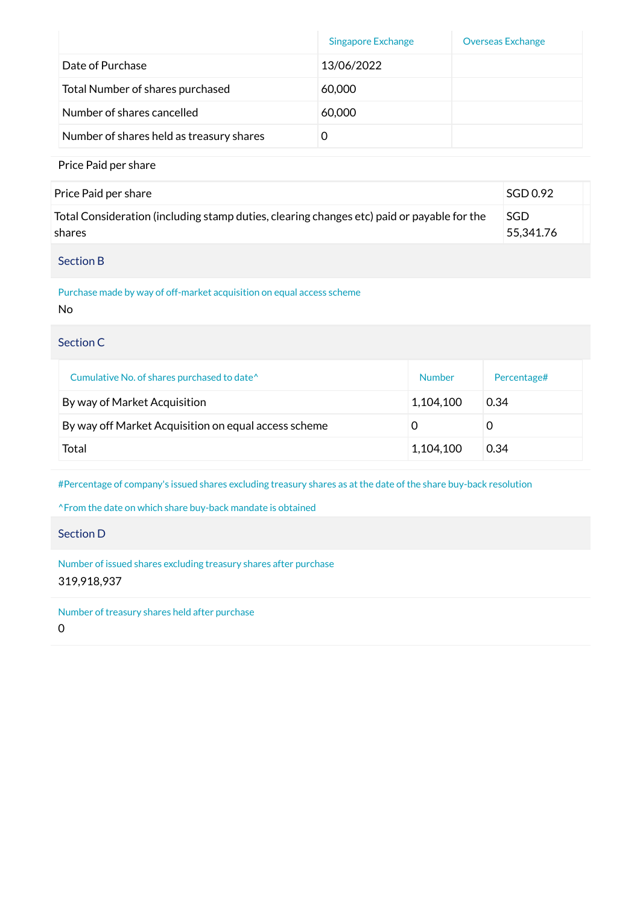| | Singapore Exchange | Overseas Exchange |
|---|---|---|
| Date of Purchase | 13/06/2022 | |
| Total Number of shares purchased | 60,000 | |
| Number of shares cancelled | 60,000 | |
| Number of shares held as treasury shares | 0 | |

Price Paid per share

| | |
|---|---|
| Price Paid per share | SGD 0.92 |
| Total Consideration (including stamp duties, clearing changes etc) paid or payable for the shares | SGD 55,341.76 |

## Section B

Purchase made by way of off-market acquisition on equal access scheme

No

## Section C

| Cumulative No. of shares purchased to date^ | Number | Percentage# |
|---|---|---|
| By way of Market Acquisition | 1,104,100 | 0.34 |
| By way off Market Acquisition on equal access scheme | 0 | 0 |
| Total | 1,104,100 | 0.34 |

#Percentage of company's issued shares excluding treasury shares as at the date of the share buy-back resolution

^From the date on which share buy-back mandate is obtained

## Section D

Number of issued shares excluding treasury shares after purchase

319,918,937

Number of treasury shares held after purchase

0